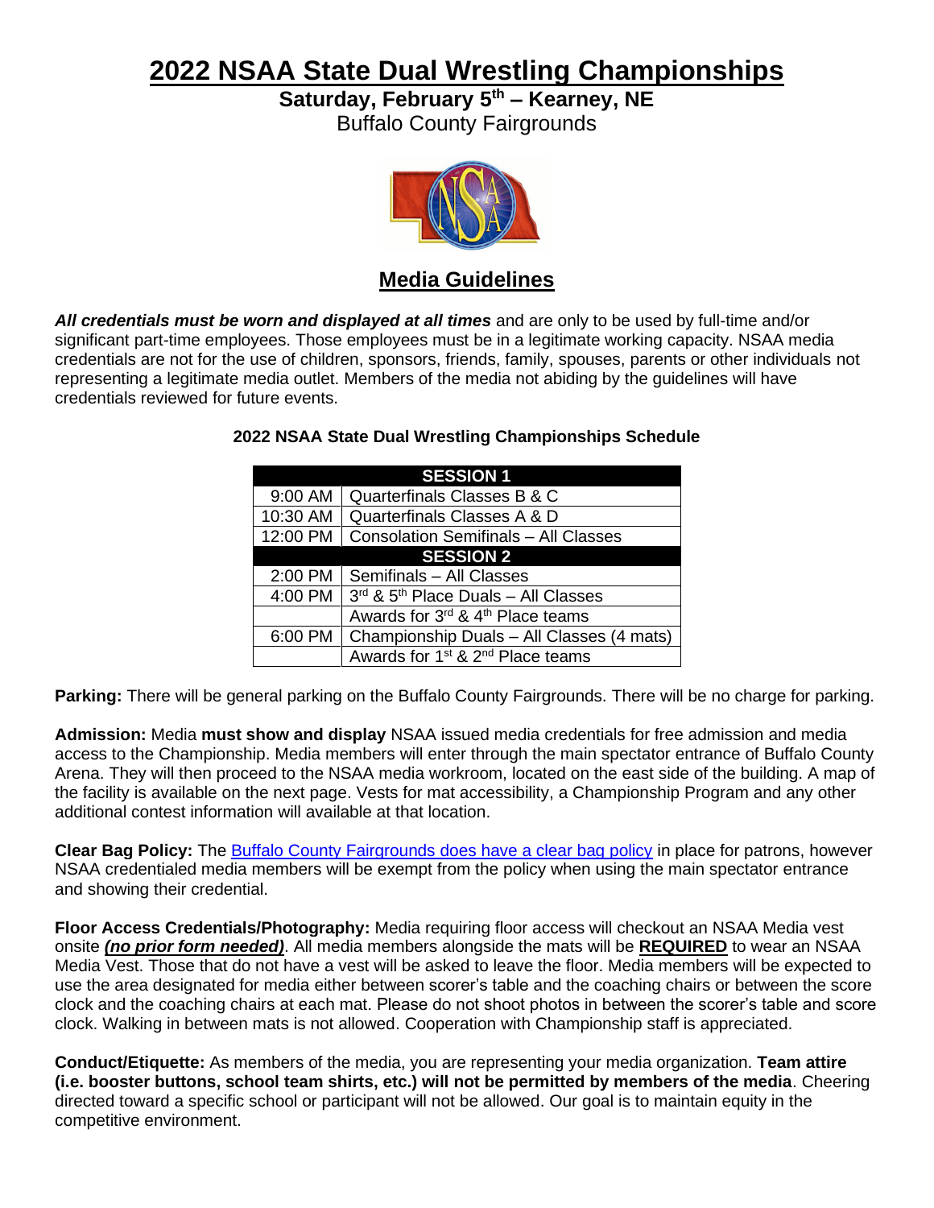# 2022 NSAA State Dual Wrestling Championships

**Saturday, February 5th – Kearney, NE**

Buffalo County Fairgrounds

## Media Guidelines

***All credentials must be worn and displayed at all times*** and are only to be used by full-time and/or significant part-time employees. Those employees must be in a legitimate working capacity. NSAA media credentials are not for the use of children, sponsors, friends, family, spouses, parents or other individuals not representing a legitimate media outlet. Members of the media not abiding by the guidelines will have credentials reviewed for future events.

**2022 NSAA State Dual Wrestling Championships Schedule**

| SESSION 1 | |
|---|---|
| 9:00 AM | Quarterfinals Classes B & C |
| 10:30 AM | Quarterfinals Classes A & D |
| 12:00 PM | Consolation Semifinals – All Classes |
| **SESSION 2** | |
| 2:00 PM | Semifinals – All Classes |
| 4:00 PM | 3rd & 5th Place Duals – All Classes |
| | Awards for 3rd & 4th Place teams |
| 6:00 PM | Championship Duals – All Classes (4 mats) |
| | Awards for 1st & 2nd Place teams |

**Parking:** There will be general parking on the Buffalo County Fairgrounds. There will be no charge for parking.

**Admission:** Media **must show and display** NSAA issued media credentials for free admission and media access to the Championship. Media members will enter through the main spectator entrance of Buffalo County Arena. They will then proceed to the NSAA media workroom, located on the east side of the building. A map of the facility is available on the next page. Vests for mat accessibility, a Championship Program and any other additional contest information will available at that location.

**Clear Bag Policy:** The Buffalo County Fairgrounds does have a clear bag policy in place for patrons, however NSAA credentialed media members will be exempt from the policy when using the main spectator entrance and showing their credential.

**Floor Access Credentials/Photography:** Media requiring floor access will checkout an NSAA Media vest onsite ***(no prior form needed)***. All media members alongside the mats will be **REQUIRED** to wear an NSAA Media Vest. Those that do not have a vest will be asked to leave the floor. Media members will be expected to use the area designated for media either between scorer's table and the coaching chairs or between the score clock and the coaching chairs at each mat. Please do not shoot photos in between the scorer's table and score clock. Walking in between mats is not allowed. Cooperation with Championship staff is appreciated.

**Conduct/Etiquette:** As members of the media, you are representing your media organization. **Team attire (i.e. booster buttons, school team shirts, etc.) will not be permitted by members of the media**. Cheering directed toward a specific school or participant will not be allowed. Our goal is to maintain equity in the competitive environment.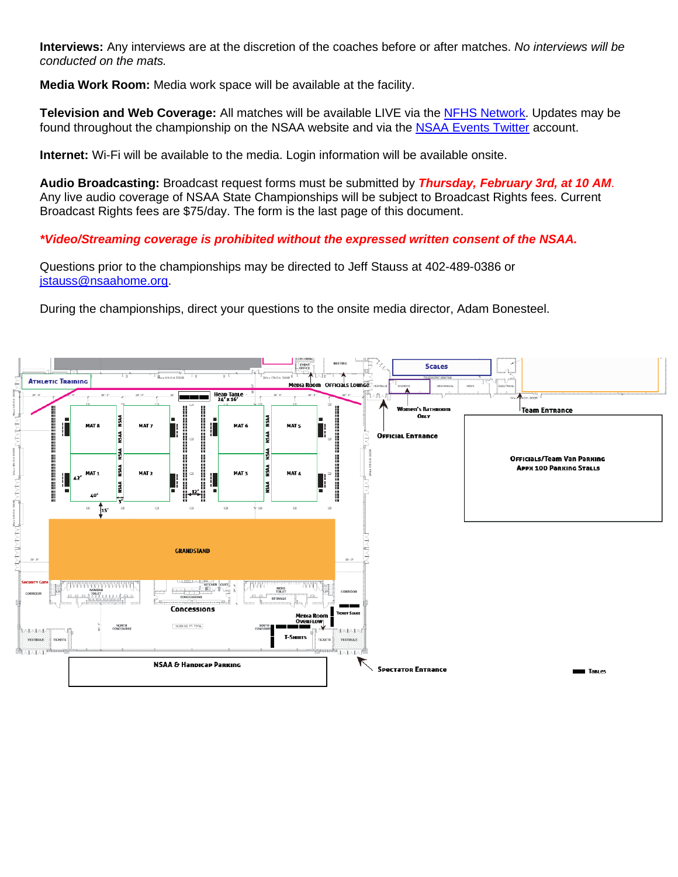**Interviews:** Any interviews are at the discretion of the coaches before or after matches. *No interviews will be conducted on the mats.*

**Media Work Room:** Media work space will be available at the facility.

**Television and Web Coverage:** All matches will be available LIVE via the [NFHS Network](). Updates may be found throughout the championship on the NSAA website and via the [NSAA Events Twitter]() account.

**Internet:** Wi-Fi will be available to the media. Login information will be available onsite.

**Audio Broadcasting:** Broadcast request forms must be submitted by ***Thursday, February 3rd, at 10 AM***. Any live audio coverage of NSAA State Championships will be subject to Broadcast Rights fees. Current Broadcast Rights fees are $75/day. The form is the last page of this document.

***\*Video/Streaming coverage is prohibited without the expressed written consent of the NSAA.***

Questions prior to the championships may be directed to Jeff Stauss at 402-489-0386 or [jstauss@nsaahome.org]().

During the championships, direct your questions to the onsite media director, Adam Bonesteel.

Athletic Training
Media Room
Officials Lounge
Scales
Head Table 24' x 16'
Women's Bathroom Only
Team Entrance
Official Entrance
Officials/Team Van Parking
Appx 100 Parking Stalls
MAT 8 MAT 7 MAT 6 MAT 5
MAT 1 MAT 2 MAT 3 MAT 4
42' 40' 3' 12' 15'
Grandstand
Security Gate
Concessions
Ticket Sales
Media Room Overflow
T-Shirts
NSAA & Handicap Parking
Spectator Entrance
Tables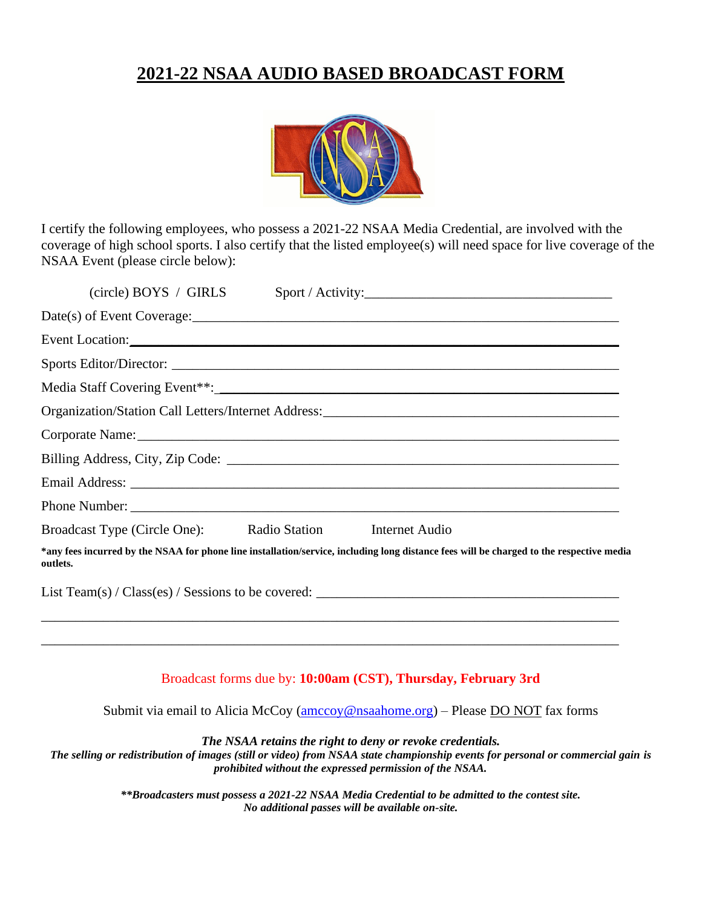# 2021-22 NSAA AUDIO BASED BROADCAST FORM

I certify the following employees, who possess a 2021-22 NSAA Media Credential, are involved with the coverage of high school sports. I also certify that the listed employee(s) will need space for live coverage of the NSAA Event (please circle below):

(circle) BOYS / GIRLS     Sport / Activity:___________________________________

Date(s) of Event Coverage:_____________________________________________________________

Event Location:_______________________________________________________________________

Sports Editor/Director: ________________________________________________________________

Media Staff Covering Event**:___________________________________________________________

Organization/Station Call Letters/Internet Address:___________________________________________

Corporate Name:_______________________________________________________________________

Billing Address, City, Zip Code: _________________________________________________________

Email Address: ________________________________________________________________________

Phone Number: ________________________________________________________________________

Broadcast Type (Circle One):     Radio Station     Internet Audio

**\*any fees incurred by the NSAA for phone line installation/service, including long distance fees will be charged to the respective media outlets.**

List Team(s) / Class(es) / Sessions to be covered: ________________________________________

______________________________________________________________________________________

______________________________________________________________________________________

Broadcast forms due by: **10:00am (CST), Thursday, February 3rd**

Submit via email to Alicia McCoy (amccoy@nsaahome.org) – Please DO NOT fax forms

***The NSAA retains the right to deny or revoke credentials.***

***The selling or redistribution of images (still or video) from NSAA state championship events for personal or commercial gain is prohibited without the expressed permission of the NSAA.***

***\*\*Broadcasters must possess a 2021-22 NSAA Media Credential to be admitted to the contest site. No additional passes will be available on-site.***